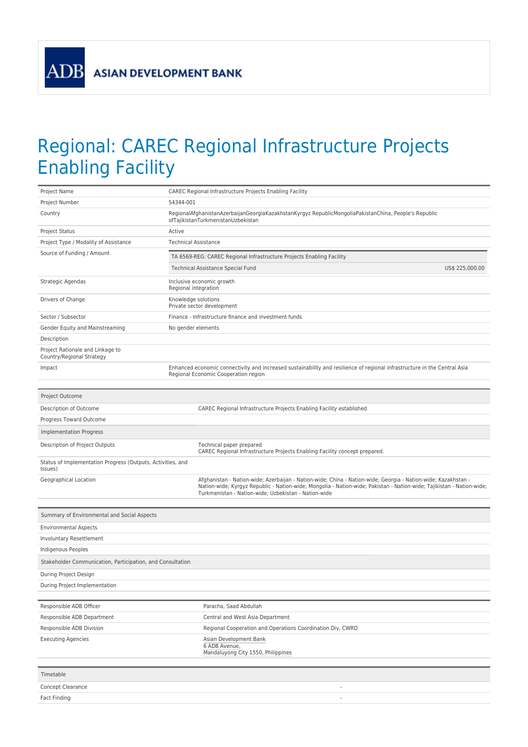ADB ASIAN DEVELOPMENT BANK

# Regional: CAREC Regional Infrastructure Projects Enabling Facility

| | |
|---|---|
| Project Name | CAREC Regional Infrastructure Projects Enabling Facility |
| Project Number | 54344-001 |
| Country | RegionalAfghanistanAzerbaijanGeorgiaKazakhstanKyrgyz RepublicMongoliaPakistanChina, People's Republic ofTajikistanTurkmenistanUzbekistan |
| Project Status | Active |
| Project Type / Modality of Assistance | Technical Assistance |
| Source of Funding / Amount | TA 6569-REG: CAREC Regional Infrastructure Projects Enabling Facility<br>Technical Assistance Special Fund US$ 225,000.00 |
| Strategic Agendas | Inclusive economic growth<br>Regional integration |
| Drivers of Change | Knowledge solutions<br>Private sector development |
| Sector / Subsector | Finance - Infrastructure finance and investment funds |
| Gender Equity and Mainstreaming | No gender elements |
| Description | |
| Project Rationale and Linkage to Country/Regional Strategy | |
| Impact | Enhanced economic connectivity and increased sustainability and resilience of regional infrastructure in the Central Asia Regional Economic Cooperation region |

| Project Outcome | |
|---|---|
| Description of Outcome | CAREC Regional Infrastructure Projects Enabling Facility established |
| Progress Toward Outcome | |
| **Implementation Progress** | |
| Description of Project Outputs | Technical paper prepared<br>CAREC Regional Infrastructure Projects Enabling Facility concept prepared. |
| Status of Implementation Progress (Outputs, Activities, and Issues) | |
| Geographical Location | Afghanistan - Nation-wide; Azerbaijan - Nation-wide; China - Nation-wide; Georgia - Nation-wide; Kazakhstan - Nation-wide; Kyrgyz Republic - Nation-wide; Mongolia - Nation-wide; Pakistan - Nation-wide; Tajikistan - Nation-wide; Turkmenistan - Nation-wide; Uzbekistan - Nation-wide |

| Summary of Environmental and Social Aspects | |
|---|---|
| Environmental Aspects | |
| Involuntary Resettlement | |
| Indigenous Peoples | |
| **Stakeholder Communication, Participation, and Consultation** | |
| During Project Design | |
| During Project Implementation | |

| | |
|---|---|
| Responsible ADB Officer | Paracha, Saad Abdullah |
| Responsible ADB Department | Central and West Asia Department |
| Responsible ADB Division | Regional Cooperation and Operations Coordination Div, CWRD |
| Executing Agencies | Asian Development Bank<br>6 ADB Avenue,<br>Mandaluyong City 1550, Philippines |

| Timetable | |
|---|---|
| Concept Clearance | - |
| Fact Finding | - |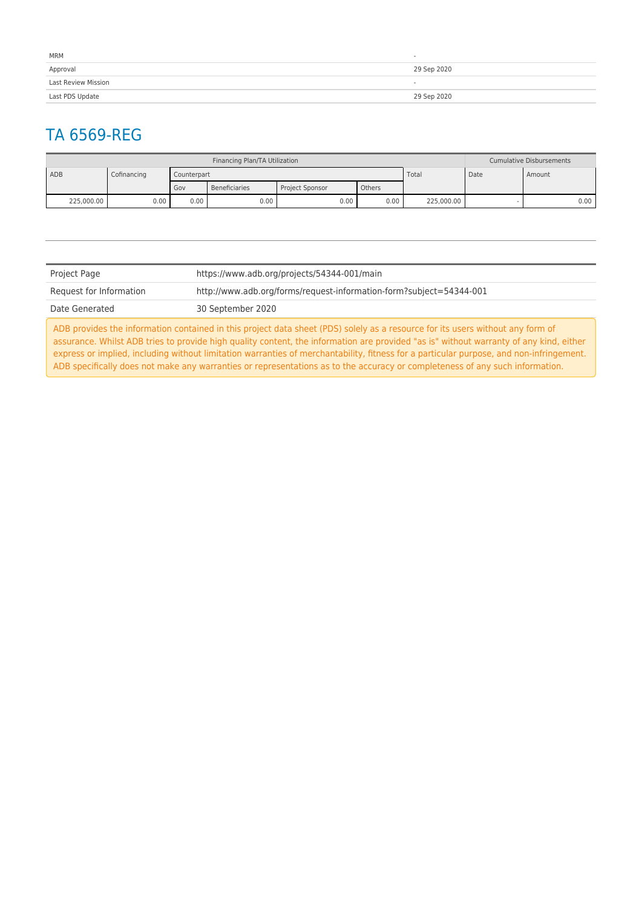| | |
|---|---|
| MRM | - |
| Approval | 29 Sep 2020 |
| Last Review Mission | - |
| Last PDS Update | 29 Sep 2020 |

## TA 6569-REG

| Financing Plan/TA Utilization | | | | | | | Cumulative Disbursements | |
|---|---|---|---|---|---|---|---|---|
| ADB | Cofinancing | Counterpart | | | | Total | Date | Amount |
| | | Gov | Beneficiaries | Project Sponsor | Others | | | |
| 225,000.00 | 0.00 | 0.00 | 0.00 | 0.00 | 0.00 | 225,000.00 | - | 0.00 |

| | |
|---|---|
| Project Page | https://www.adb.org/projects/54344-001/main |
| Request for Information | http://www.adb.org/forms/request-information-form?subject=54344-001 |
| Date Generated | 30 September 2020 |

ADB provides the information contained in this project data sheet (PDS) solely as a resource for its users without any form of assurance. Whilst ADB tries to provide high quality content, the information are provided "as is" without warranty of any kind, either express or implied, including without limitation warranties of merchantability, fitness for a particular purpose, and non-infringement. ADB specifically does not make any warranties or representations as to the accuracy or completeness of any such information.